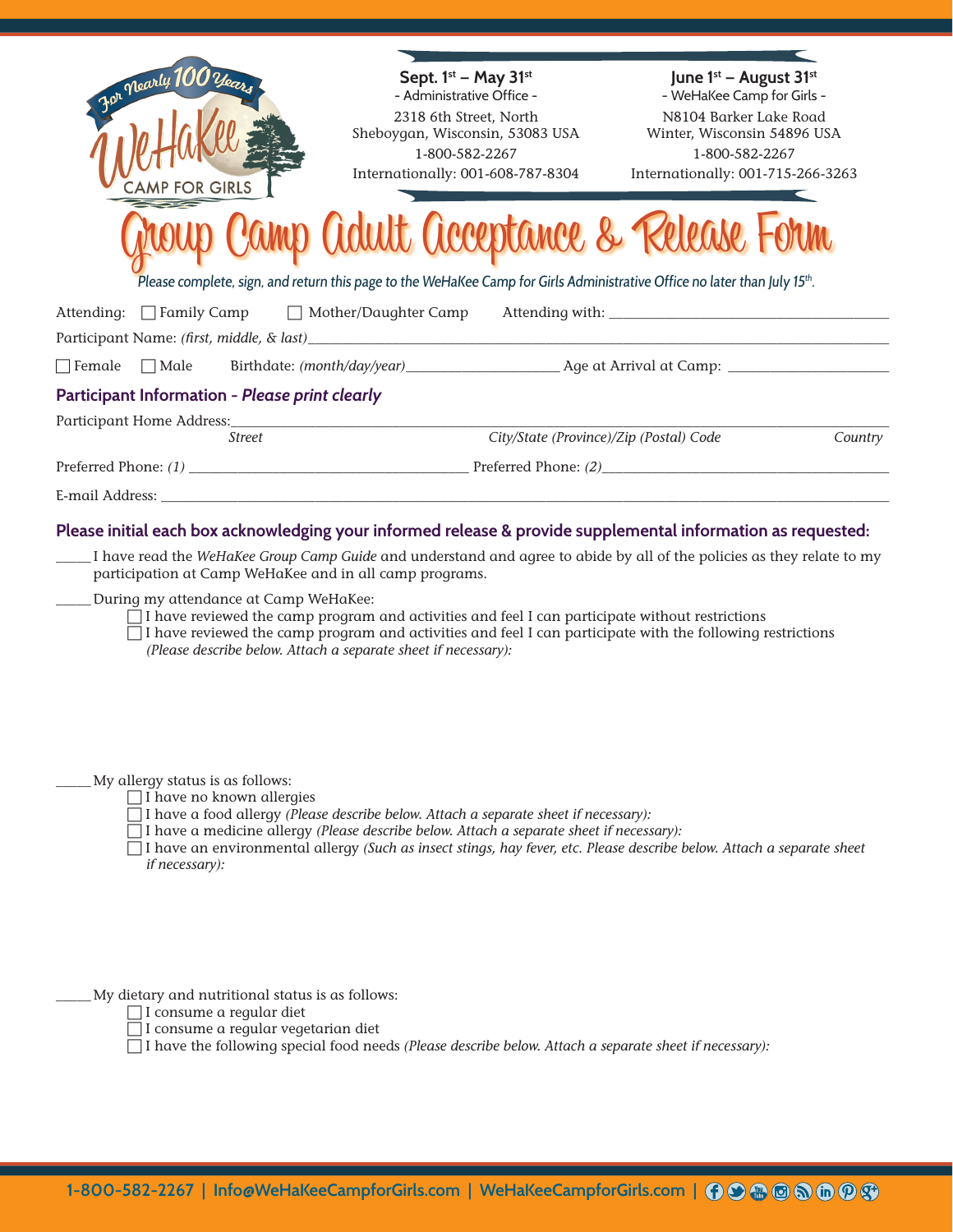For Nearly 100 Years

WeHaKee CAMP FOR GIRLS

**Sept. 1st – May 31st**
- Administrative Office -
2318 6th Street, North
Sheboygan, Wisconsin, 53083 USA
1-800-582-2267
Internationally: 001-608-787-8304

**June 1st – August 31st**
- WeHaKee Camp for Girls -
N8104 Barker Lake Road
Winter, Wisconsin 54896 USA
1-800-582-2267
Internationally: 001-715-266-3263

# Group Camp Adult Acceptance & Release Form

*Please complete, sign, and return this page to the WeHaKee Camp for Girls Administrative Office no later than July 15th.*

Attending: ☐ Family Camp ☐ Mother/Daughter Camp Attending with: ____________________________________

Participant Name: *(first, middle, & last)*____________________________________________________________

☐ Female ☐ Male Birthdate: *(month/day/year)*____________________ Age at Arrival at Camp: ______________________

## Participant Information - *Please print clearly*

Participant Home Address:______________________________________________________________________________
*Street* *City/State (Province)/Zip (Postal) Code* *Country*

Preferred Phone: *(1)* ____________________________________ Preferred Phone: *(2)*________________________________________

E-mail Address: ________________________________________________________________________________________________

## Please initial each box acknowledging your informed release & provide supplemental information as requested:

_____ I have read the *WeHaKee Group Camp Guide* and understand and agree to abide by all of the policies as they relate to my participation at Camp WeHaKee and in all camp programs.

_____ During my attendance at Camp WeHaKee:
- ☐ I have reviewed the camp program and activities and feel I can participate without restrictions
- ☐ I have reviewed the camp program and activities and feel I can participate with the following restrictions *(Please describe below. Attach a separate sheet if necessary):*

_____ My allergy status is as follows:
- ☐ I have no known allergies
- ☐ I have a food allergy *(Please describe below. Attach a separate sheet if necessary):*
- ☐ I have a medicine allergy *(Please describe below. Attach a separate sheet if necessary):*
- ☐ I have an environmental allergy *(Such as insect stings, hay fever, etc. Please describe below. Attach a separate sheet if necessary):*

_____ My dietary and nutritional status is as follows:
- ☐ I consume a regular diet
- ☐ I consume a regular vegetarian diet
- ☐ I have the following special food needs *(Please describe below. Attach a separate sheet if necessary):*

1-800-582-2267 | Info@WeHaKeeCampforGirls.com | WeHaKeeCampforGirls.com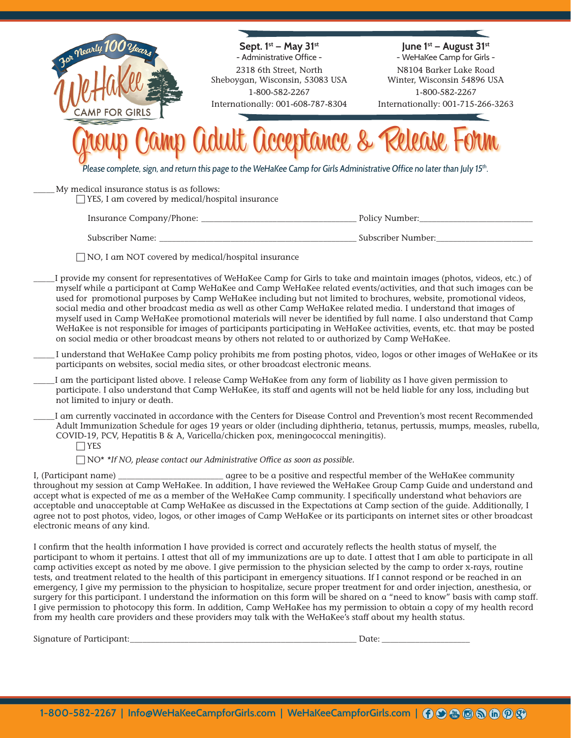For Nearly 100 Years

WeHaKee CAMP FOR GIRLS

**Sept. 1st – May 31st**
- Administrative Office -
2318 6th Street, North
Sheboygan, Wisconsin, 53083 USA
1-800-582-2267
Internationally: 001-608-787-8304

**June 1st – August 31st**
- WeHaKee Camp for Girls -
N8104 Barker Lake Road
Winter, Wisconsin 54896 USA
1-800-582-2267
Internationally: 001-715-266-3263

# Group Camp Adult Acceptance & Release Form

*Please complete, sign, and return this page to the WeHaKee Camp for Girls Administrative Office no later than July 15th.*

_____ My medical insurance status is as follows:

☐ YES, I am covered by medical/hospital insurance

Insurance Company/Phone: __________________________________ Policy Number:_________________________

Subscriber Name: ___________________________________________ Subscriber Number:_____________________

☐ NO, I am NOT covered by medical/hospital insurance

_____I provide my consent for representatives of WeHaKee Camp for Girls to take and maintain images (photos, videos, etc.) of myself while a participant at Camp WeHaKee and Camp WeHaKee related events/activities, and that such images can be used for promotional purposes by Camp WeHaKee including but not limited to brochures, website, promotional videos, social media and other broadcast media as well as other Camp WeHaKee related media. I understand that images of myself used in Camp WeHaKee promotional materials will never be identified by full name. I also understand that Camp WeHaKee is not responsible for images of participants participating in WeHaKee activities, events, etc. that may be posted on social media or other broadcast means by others not related to or authorized by Camp WeHaKee.

_____ I understand that WeHaKee Camp policy prohibits me from posting photos, video, logos or other images of WeHaKee or its participants on websites, social media sites, or other broadcast electronic means.

_____I am the participant listed above. I release Camp WeHaKee from any form of liability as I have given permission to participate. I also understand that Camp WeHaKee, its staff and agents will not be held liable for any loss, including but not limited to injury or death.

_____I am currently vaccinated in accordance with the Centers for Disease Control and Prevention's most recent Recommended Adult Immunization Schedule for ages 19 years or older (including diphtheria, tetanus, pertussis, mumps, measles, rubella, COVID-19, PCV, Hepatitis B & A, Varicella/chicken pox, meningococcal meningitis).

☐ YES

☐ NO* *\*If NO, please contact our Administrative Office as soon as possible.*

I, (Participant name) ______________________ agree to be a positive and respectful member of the WeHaKee community throughout my session at Camp WeHaKee. In addition, I have reviewed the WeHaKee Group Camp Guide and understand and accept what is expected of me as a member of the WeHaKee Camp community. I specifically understand what behaviors are acceptable and unacceptable at Camp WeHaKee as discussed in the Expectations at Camp section of the guide. Additionally, I agree not to post photos, video, logos, or other images of Camp WeHaKee or its participants on internet sites or other broadcast electronic means of any kind.

I confirm that the health information I have provided is correct and accurately reflects the health status of myself, the participant to whom it pertains. I attest that all of my immunizations are up to date. I attest that I am able to participate in all camp activities except as noted by me above. I give permission to the physician selected by the camp to order x-rays, routine tests, and treatment related to the health of this participant in emergency situations. If I cannot respond or be reached in an emergency, I give my permission to the physician to hospitalize, secure proper treatment for and order injection, anesthesia, or surgery for this participant. I understand the information on this form will be shared on a "need to know" basis with camp staff. I give permission to photocopy this form. In addition, Camp WeHaKee has my permission to obtain a copy of my health record from my health care providers and these providers may talk with the WeHaKee's staff about my health status.

Signature of Participant:_____________________________________________________ Date: ___________________

1-800-582-2267 | Info@WeHaKeeCampforGirls.com | WeHaKeeCampforGirls.com